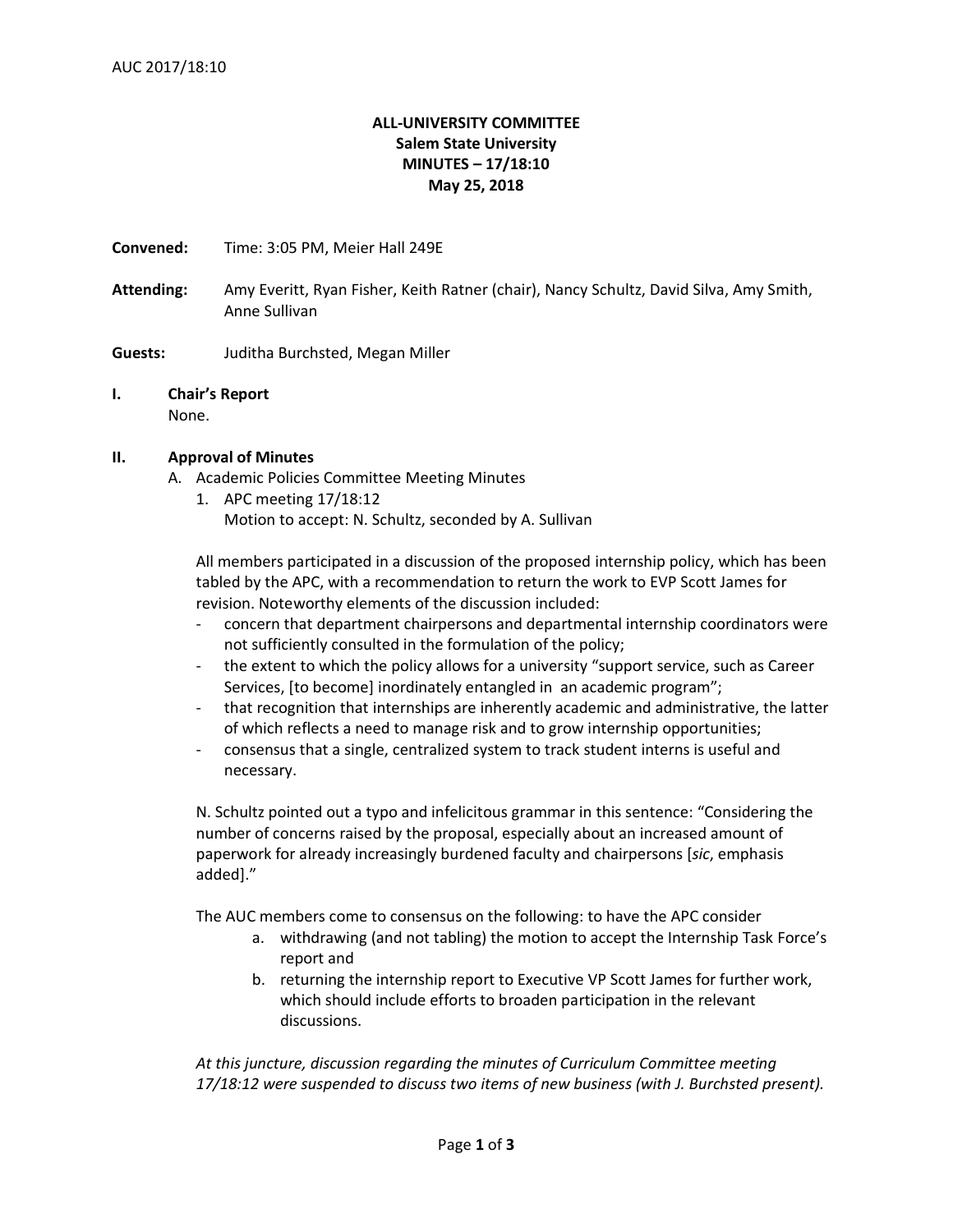AUC 2017/18:10

**ALL-UNIVERSITY COMMITTEE**
**Salem State University**
**MINUTES – 17/18:10**
**May 25, 2018**

**Convened:** Time: 3:05 PM, Meier Hall 249E

**Attending:** Amy Everitt, Ryan Fisher, Keith Ratner (chair), Nancy Schultz, David Silva, Amy Smith, Anne Sullivan

**Guests:** Juditha Burchsted, Megan Miller

## I. Chair's Report

None.

## II. Approval of Minutes

A. Academic Policies Committee Meeting Minutes

1. APC meeting 17/18:12
   Motion to accept: N. Schultz, seconded by A. Sullivan

All members participated in a discussion of the proposed internship policy, which has been tabled by the APC, with a recommendation to return the work to EVP Scott James for revision. Noteworthy elements of the discussion included:

- concern that department chairpersons and departmental internship coordinators were not sufficiently consulted in the formulation of the policy;
- the extent to which the policy allows for a university "support service, such as Career Services, [to become] inordinately entangled in an academic program";
- that recognition that internships are inherently academic and administrative, the latter of which reflects a need to manage risk and to grow internship opportunities;
- consensus that a single, centralized system to track student interns is useful and necessary.

N. Schultz pointed out a typo and infelicitous grammar in this sentence: "Considering the number of concerns raised by the proposal, especially about an increased amount of paperwork for already increasingly burdened faculty and chairpersons [*sic*, emphasis added]."

The AUC members come to consensus on the following: to have the APC consider

a. withdrawing (and not tabling) the motion to accept the Internship Task Force's report and
b. returning the internship report to Executive VP Scott James for further work, which should include efforts to broaden participation in the relevant discussions.

*At this juncture, discussion regarding the minutes of Curriculum Committee meeting 17/18:12 were suspended to discuss two items of new business (with J. Burchsted present).*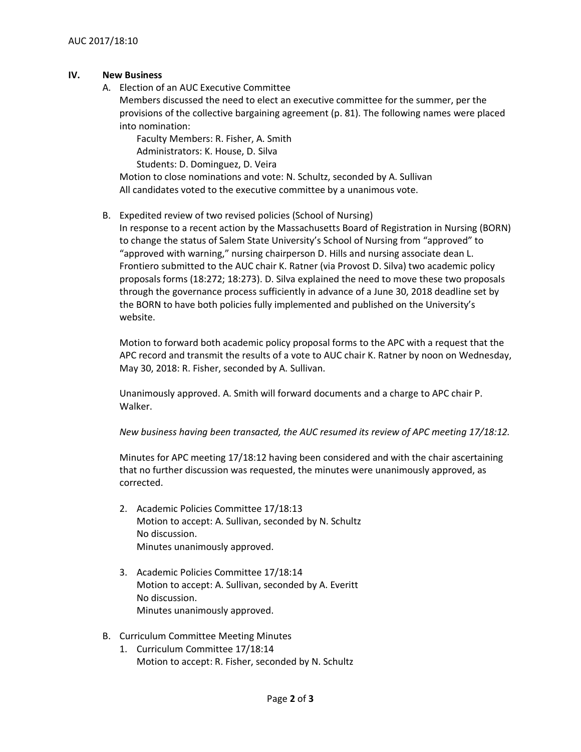## IV. New Business

A. Election of an AUC Executive Committee

Members discussed the need to elect an executive committee for the summer, per the provisions of the collective bargaining agreement (p. 81). The following names were placed into nomination:

Faculty Members: R. Fisher, A. Smith
Administrators: K. House, D. Silva
Students: D. Dominguez, D. Veira

Motion to close nominations and vote: N. Schultz, seconded by A. Sullivan
All candidates voted to the executive committee by a unanimous vote.

B. Expedited review of two revised policies (School of Nursing)

In response to a recent action by the Massachusetts Board of Registration in Nursing (BORN) to change the status of Salem State University's School of Nursing from "approved" to "approved with warning," nursing chairperson D. Hills and nursing associate dean L. Frontiero submitted to the AUC chair K. Ratner (via Provost D. Silva) two academic policy proposals forms (18:272; 18:273). D. Silva explained the need to move these two proposals through the governance process sufficiently in advance of a June 30, 2018 deadline set by the BORN to have both policies fully implemented and published on the University's website.

Motion to forward both academic policy proposal forms to the APC with a request that the APC record and transmit the results of a vote to AUC chair K. Ratner by noon on Wednesday, May 30, 2018: R. Fisher, seconded by A. Sullivan.

Unanimously approved. A. Smith will forward documents and a charge to APC chair P. Walker.

*New business having been transacted, the AUC resumed its review of APC meeting 17/18:12.*

Minutes for APC meeting 17/18:12 having been considered and with the chair ascertaining that no further discussion was requested, the minutes were unanimously approved, as corrected.

2. Academic Policies Committee 17/18:13
   Motion to accept: A. Sullivan, seconded by N. Schultz
   No discussion.
   Minutes unanimously approved.

3. Academic Policies Committee 17/18:14
   Motion to accept: A. Sullivan, seconded by A. Everitt
   No discussion.
   Minutes unanimously approved.

B. Curriculum Committee Meeting Minutes

1. Curriculum Committee 17/18:14
   Motion to accept: R. Fisher, seconded by N. Schultz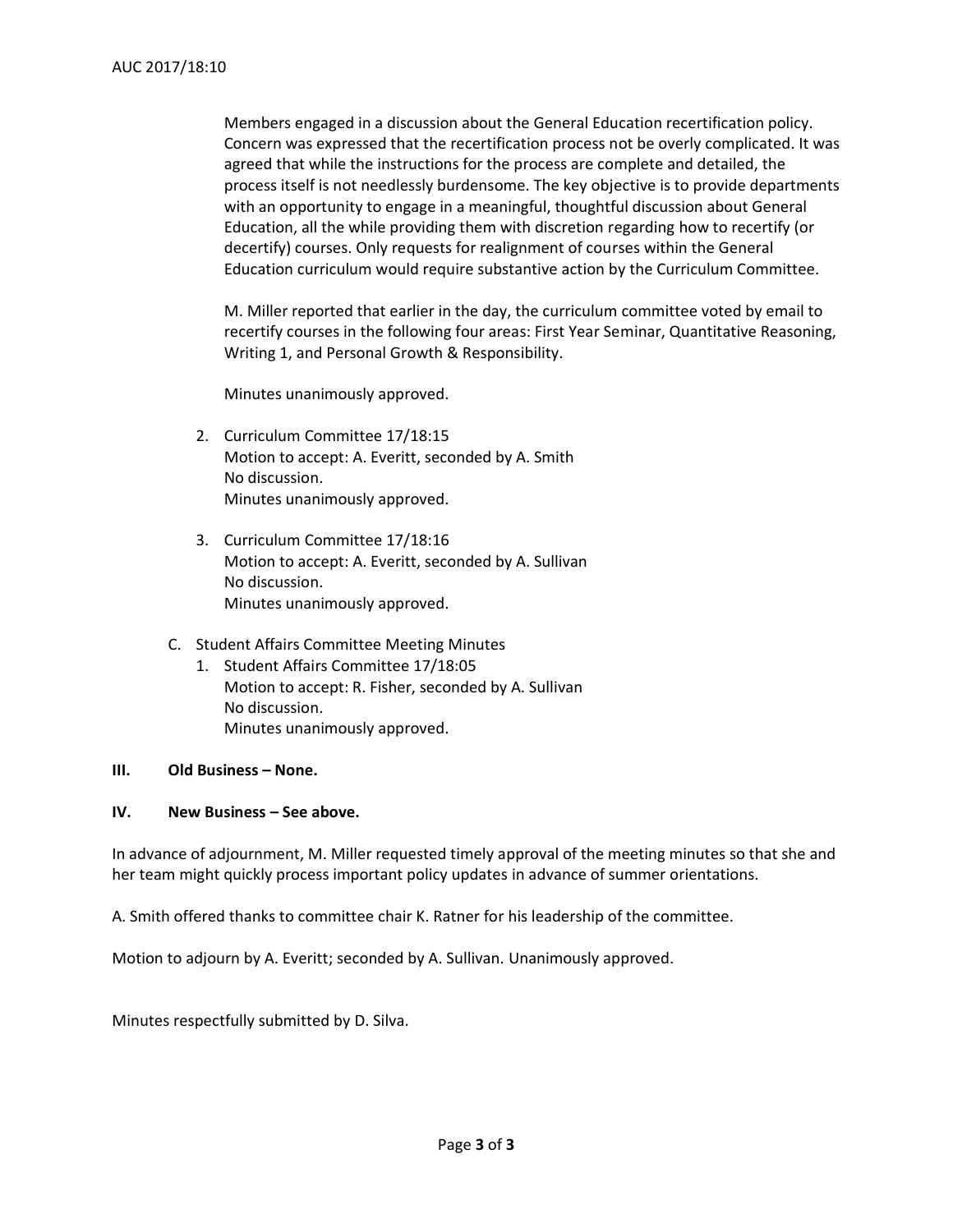Members engaged in a discussion about the General Education recertification policy. Concern was expressed that the recertification process not be overly complicated. It was agreed that while the instructions for the process are complete and detailed, the process itself is not needlessly burdensome. The key objective is to provide departments with an opportunity to engage in a meaningful, thoughtful discussion about General Education, all the while providing them with discretion regarding how to recertify (or decertify) courses. Only requests for realignment of courses within the General Education curriculum would require substantive action by the Curriculum Committee.

M. Miller reported that earlier in the day, the curriculum committee voted by email to recertify courses in the following four areas: First Year Seminar, Quantitative Reasoning, Writing 1, and Personal Growth & Responsibility.

Minutes unanimously approved.

2. Curriculum Committee 17/18:15
   Motion to accept: A. Everitt, seconded by A. Smith
   No discussion.
   Minutes unanimously approved.

3. Curriculum Committee 17/18:16
   Motion to accept: A. Everitt, seconded by A. Sullivan
   No discussion.
   Minutes unanimously approved.

C. Student Affairs Committee Meeting Minutes

1. Student Affairs Committee 17/18:05
   Motion to accept: R. Fisher, seconded by A. Sullivan
   No discussion.
   Minutes unanimously approved.

**III. Old Business – None.**

**IV. New Business – See above.**

In advance of adjournment, M. Miller requested timely approval of the meeting minutes so that she and her team might quickly process important policy updates in advance of summer orientations.

A. Smith offered thanks to committee chair K. Ratner for his leadership of the committee.

Motion to adjourn by A. Everitt; seconded by A. Sullivan. Unanimously approved.

Minutes respectfully submitted by D. Silva.